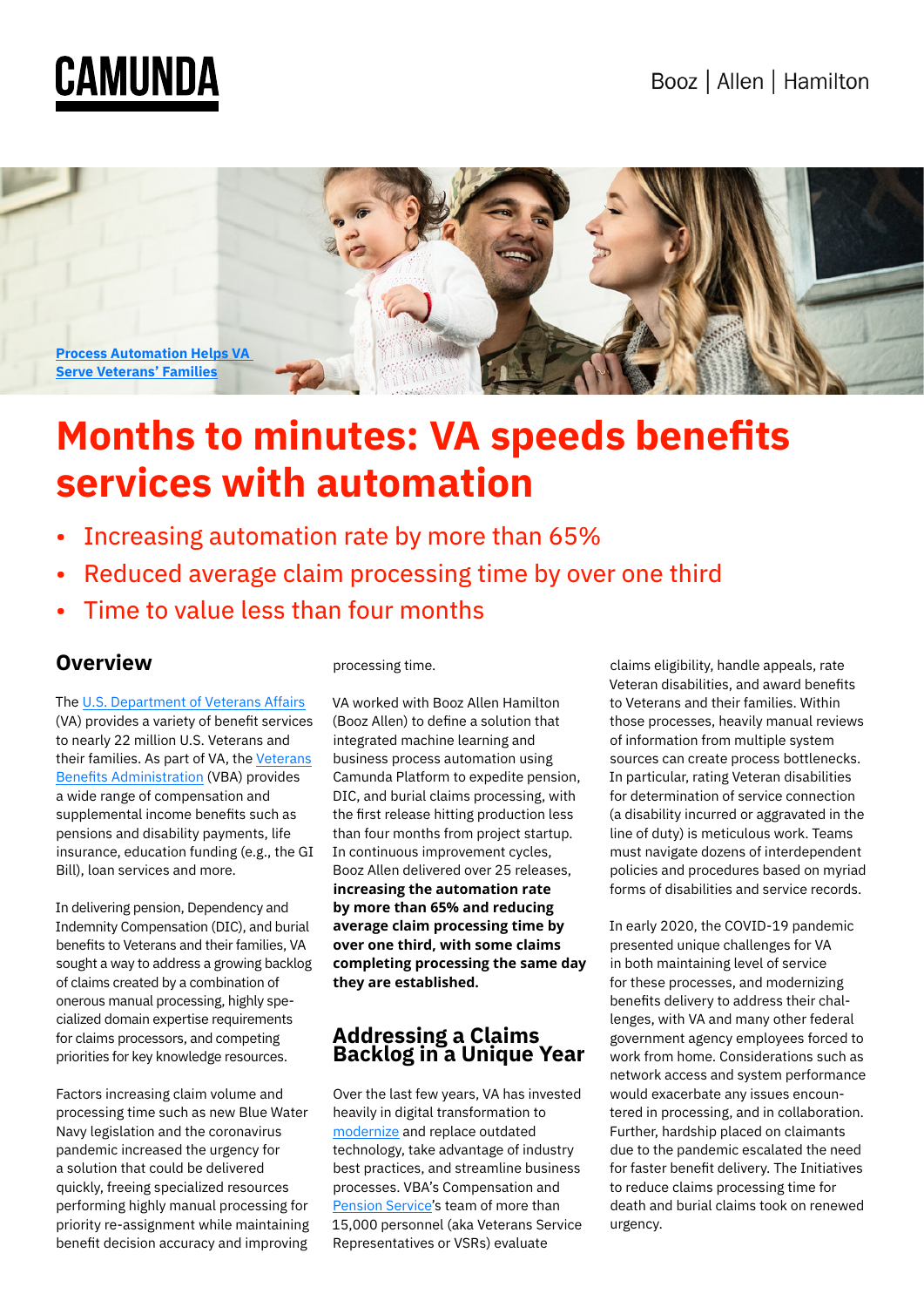CAMUNDA

Booz | Allen | Hamilton

Process Automation Helps VA Serve Veterans' Families

# Months to minutes: VA speeds benefits services with automation

- Increasing automation rate by more than 65%
- Reduced average claim processing time by over one third
- Time to value less than four months

## Overview

The U.S. Department of Veterans Affairs (VA) provides a variety of benefit services to nearly 22 million U.S. Veterans and their families. As part of VA, the Veterans Benefits Administration (VBA) provides a wide range of compensation and supplemental income benefits such as pensions and disability payments, life insurance, education funding (e.g., the GI Bill), loan services and more.

In delivering pension, Dependency and Indemnity Compensation (DIC), and burial benefits to Veterans and their families, VA sought a way to address a growing backlog of claims created by a combination of onerous manual processing, highly specialized domain expertise requirements for claims processors, and competing priorities for key knowledge resources.

Factors increasing claim volume and processing time such as new Blue Water Navy legislation and the coronavirus pandemic increased the urgency for a solution that could be delivered quickly, freeing specialized resources performing highly manual processing for priority re-assignment while maintaining benefit decision accuracy and improving processing time.

VA worked with Booz Allen Hamilton (Booz Allen) to define a solution that integrated machine learning and business process automation using Camunda Platform to expedite pension, DIC, and burial claims processing, with the first release hitting production less than four months from project startup. In continuous improvement cycles, Booz Allen delivered over 25 releases, **increasing the automation rate by more than 65% and reducing average claim processing time by over one third, with some claims completing processing the same day they are established.**

## Addressing a Claims Backlog in a Unique Year

Over the last few years, VA has invested heavily in digital transformation to modernize and replace outdated technology, take advantage of industry best practices, and streamline business processes. VBA's Compensation and Pension Service's team of more than 15,000 personnel (aka Veterans Service Representatives or VSRs) evaluate claims eligibility, handle appeals, rate Veteran disabilities, and award benefits to Veterans and their families. Within those processes, heavily manual reviews of information from multiple system sources can create process bottlenecks. In particular, rating Veteran disabilities for determination of service connection (a disability incurred or aggravated in the line of duty) is meticulous work. Teams must navigate dozens of interdependent policies and procedures based on myriad forms of disabilities and service records.

In early 2020, the COVID-19 pandemic presented unique challenges for VA in both maintaining level of service for these processes, and modernizing benefits delivery to address their challenges, with VA and many other federal government agency employees forced to work from home. Considerations such as network access and system performance would exacerbate any issues encountered in processing, and in collaboration. Further, hardship placed on claimants due to the pandemic escalated the need for faster benefit delivery. The Initiatives to reduce claims processing time for death and burial claims took on renewed urgency.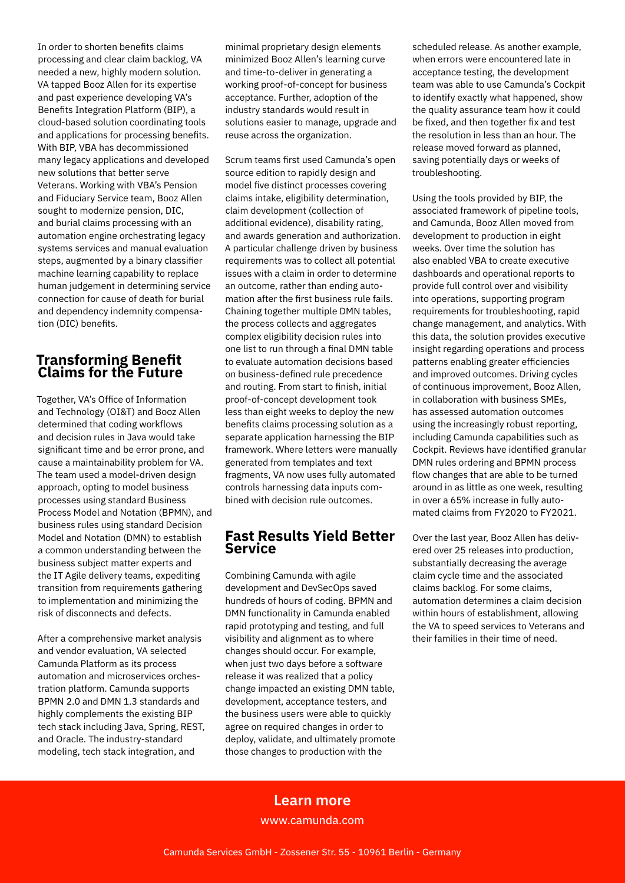In order to shorten benefits claims processing and clear claim backlog, VA needed a new, highly modern solution. VA tapped Booz Allen for its expertise and past experience developing VA's Benefits Integration Platform (BIP), a cloud-based solution coordinating tools and applications for processing benefits. With BIP, VBA has decommissioned many legacy applications and developed new solutions that better serve Veterans. Working with VBA's Pension and Fiduciary Service team, Booz Allen sought to modernize pension, DIC, and burial claims processing with an automation engine orchestrating legacy systems services and manual evaluation steps, augmented by a binary classifier machine learning capability to replace human judgement in determining service connection for cause of death for burial and dependency indemnity compensation (DIC) benefits.

## Transforming Benefit Claims for the Future

Together, VA's Office of Information and Technology (OI&T) and Booz Allen determined that coding workflows and decision rules in Java would take significant time and be error prone, and cause a maintainability problem for VA. The team used a model-driven design approach, opting to model business processes using standard Business Process Model and Notation (BPMN), and business rules using standard Decision Model and Notation (DMN) to establish a common understanding between the business subject matter experts and the IT Agile delivery teams, expediting transition from requirements gathering to implementation and minimizing the risk of disconnects and defects.

After a comprehensive market analysis and vendor evaluation, VA selected Camunda Platform as its process automation and microservices orchestration platform. Camunda supports BPMN 2.0 and DMN 1.3 standards and highly complements the existing BIP tech stack including Java, Spring, REST, and Oracle. The industry-standard modeling, tech stack integration, and minimal proprietary design elements minimized Booz Allen's learning curve and time-to-deliver in generating a working proof-of-concept for business acceptance. Further, adoption of the industry standards would result in solutions easier to manage, upgrade and reuse across the organization.

Scrum teams first used Camunda's open source edition to rapidly design and model five distinct processes covering claims intake, eligibility determination, claim development (collection of additional evidence), disability rating, and awards generation and authorization. A particular challenge driven by business requirements was to collect all potential issues with a claim in order to determine an outcome, rather than ending automation after the first business rule fails. Chaining together multiple DMN tables, the process collects and aggregates complex eligibility decision rules into one list to run through a final DMN table to evaluate automation decisions based on business-defined rule precedence and routing. From start to finish, initial proof-of-concept development took less than eight weeks to deploy the new benefits claims processing solution as a separate application harnessing the BIP framework. Where letters were manually generated from templates and text fragments, VA now uses fully automated controls harnessing data inputs combined with decision rule outcomes.

## Fast Results Yield Better Service

Combining Camunda with agile development and DevSecOps saved hundreds of hours of coding. BPMN and DMN functionality in Camunda enabled rapid prototyping and testing, and full visibility and alignment as to where changes should occur. For example, when just two days before a software release it was realized that a policy change impacted an existing DMN table, development, acceptance testers, and the business users were able to quickly agree on required changes in order to deploy, validate, and ultimately promote those changes to production with the scheduled release. As another example, when errors were encountered late in acceptance testing, the development team was able to use Camunda's Cockpit to identify exactly what happened, show the quality assurance team how it could be fixed, and then together fix and test the resolution in less than an hour. The release moved forward as planned, saving potentially days or weeks of troubleshooting.

Using the tools provided by BIP, the associated framework of pipeline tools, and Camunda, Booz Allen moved from development to production in eight weeks. Over time the solution has also enabled VBA to create executive dashboards and operational reports to provide full control over and visibility into operations, supporting program requirements for troubleshooting, rapid change management, and analytics. With this data, the solution provides executive insight regarding operations and process patterns enabling greater efficiencies and improved outcomes. Driving cycles of continuous improvement, Booz Allen, in collaboration with business SMEs, has assessed automation outcomes using the increasingly robust reporting, including Camunda capabilities such as Cockpit. Reviews have identified granular DMN rules ordering and BPMN process flow changes that are able to be turned around in as little as one week, resulting in over a 65% increase in fully automated claims from FY2020 to FY2021.

Over the last year, Booz Allen has delivered over 25 releases into production, substantially decreasing the average claim cycle time and the associated claims backlog. For some claims, automation determines a claim decision within hours of establishment, allowing the VA to speed services to Veterans and their families in their time of need.

**Learn more**

www.camunda.com

Camunda Services GmbH - Zossener Str. 55 - 10961 Berlin - Germany